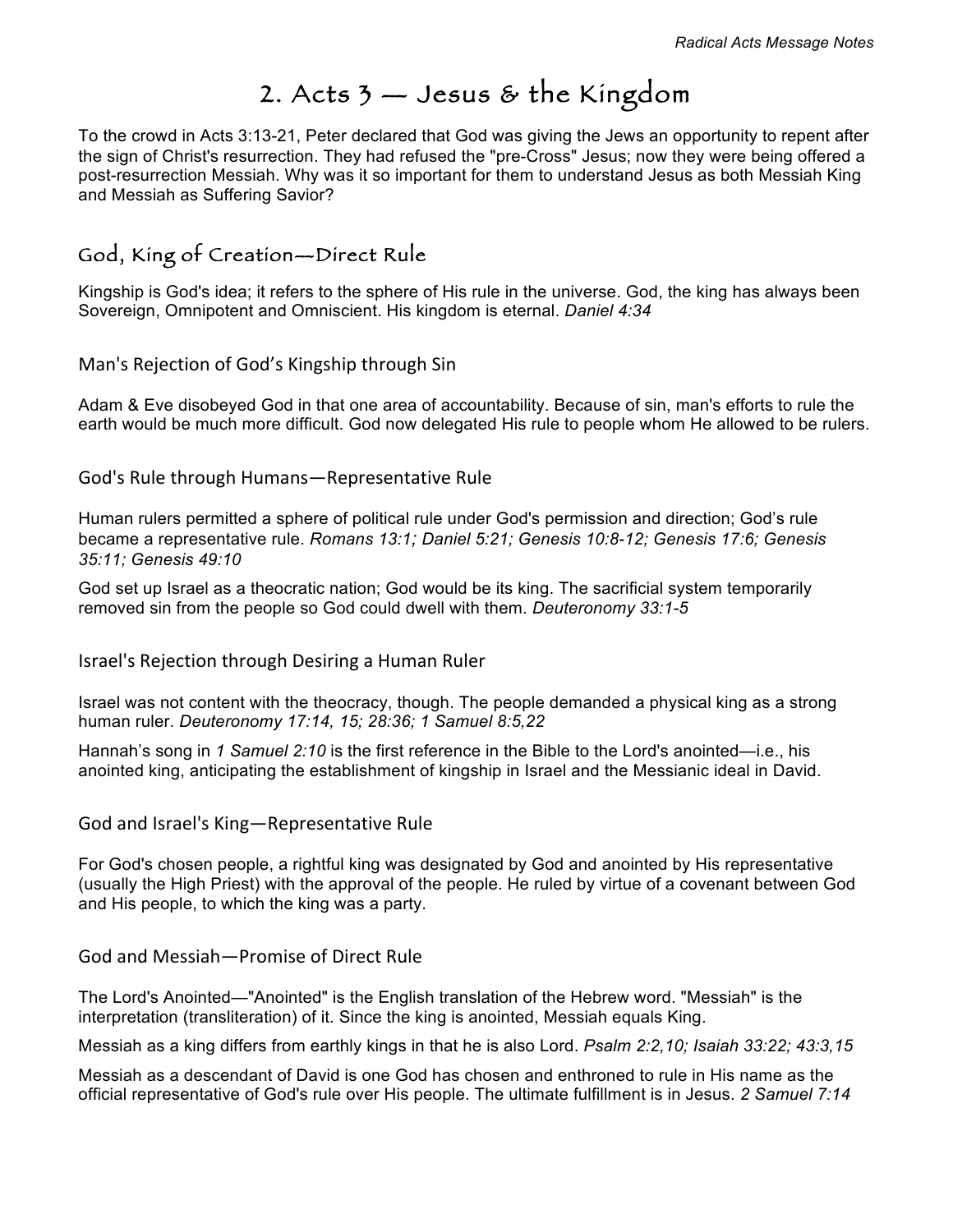# 2. Acts 3 — Jesus & the Kingdom

To the crowd in Acts 3:13-21, Peter declared that God was giving the Jews an opportunity to repent after the sign of Christ's resurrection. They had refused the "pre-Cross" Jesus; now they were being offered a post-resurrection Messiah. Why was it so important for them to understand Jesus as both Messiah King and Messiah as Suffering Savior?

## God, King of Creation—Direct Rule

Kingship is God's idea; it refers to the sphere of His rule in the universe. God, the king has always been Sovereign, Omnipotent and Omniscient. His kingdom is eternal. *Daniel 4:34*

### Man's Rejection of God's Kingship through Sin

Adam & Eve disobeyed God in that one area of accountability. Because of sin, man's efforts to rule the earth would be much more difficult. God now delegated His rule to people whom He allowed to be rulers.

### God's Rule through Humans—Representative Rule

Human rulers permitted a sphere of political rule under God's permission and direction; God's rule became a representative rule. *Romans 13:1; Daniel 5:21; Genesis 10:8-12; Genesis 17:6; Genesis 35:11; Genesis 49:10*

God set up Israel as a theocratic nation; God would be its king. The sacrificial system temporarily removed sin from the people so God could dwell with them. *Deuteronomy 33:1-5*

### Israel's Rejection through Desiring a Human Ruler

Israel was not content with the theocracy, though. The people demanded a physical king as a strong human ruler. *Deuteronomy 17:14, 15; 28:36; 1 Samuel 8:5,22*

Hannah's song in *1 Samuel 2:10* is the first reference in the Bible to the Lord's anointed—i.e., his anointed king, anticipating the establishment of kingship in Israel and the Messianic ideal in David.

### God and Israel's King—Representative Rule

For God's chosen people, a rightful king was designated by God and anointed by His representative (usually the High Priest) with the approval of the people. He ruled by virtue of a covenant between God and His people, to which the king was a party.

### God and Messiah—Promise of Direct Rule

The Lord's Anointed—"Anointed" is the English translation of the Hebrew word. "Messiah" is the interpretation (transliteration) of it. Since the king is anointed, Messiah equals King.

Messiah as a king differs from earthly kings in that he is also Lord. *Psalm 2:2,10; Isaiah 33:22; 43:3,15*

Messiah as a descendant of David is one God has chosen and enthroned to rule in His name as the official representative of God's rule over His people. The ultimate fulfillment is in Jesus. *2 Samuel 7:14*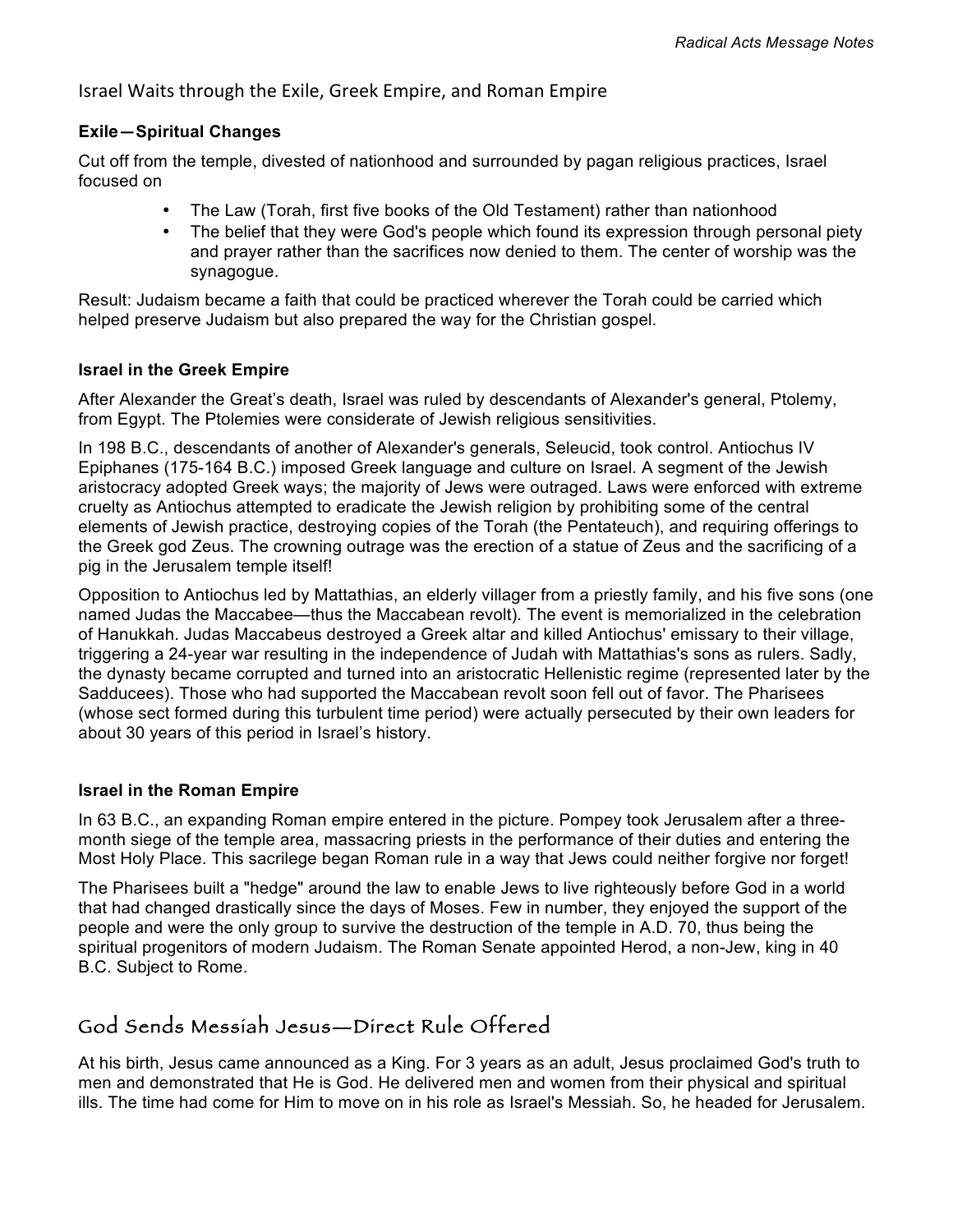## Israel Waits through the Exile, Greek Empire, and Roman Empire

### Exile—Spiritual Changes

Cut off from the temple, divested of nationhood and surrounded by pagan religious practices, Israel focused on

- The Law (Torah, first five books of the Old Testament) rather than nationhood
- The belief that they were God's people which found its expression through personal piety and prayer rather than the sacrifices now denied to them. The center of worship was the synagogue.

Result: Judaism became a faith that could be practiced wherever the Torah could be carried which helped preserve Judaism but also prepared the way for the Christian gospel.

### Israel in the Greek Empire

After Alexander the Great's death, Israel was ruled by descendants of Alexander's general, Ptolemy, from Egypt. The Ptolemies were considerate of Jewish religious sensitivities.

In 198 B.C., descendants of another of Alexander's generals, Seleucid, took control. Antiochus IV Epiphanes (175-164 B.C.) imposed Greek language and culture on Israel. A segment of the Jewish aristocracy adopted Greek ways; the majority of Jews were outraged. Laws were enforced with extreme cruelty as Antiochus attempted to eradicate the Jewish religion by prohibiting some of the central elements of Jewish practice, destroying copies of the Torah (the Pentateuch), and requiring offerings to the Greek god Zeus. The crowning outrage was the erection of a statue of Zeus and the sacrificing of a pig in the Jerusalem temple itself!

Opposition to Antiochus led by Mattathias, an elderly villager from a priestly family, and his five sons (one named Judas the Maccabee—thus the Maccabean revolt). The event is memorialized in the celebration of Hanukkah. Judas Maccabeus destroyed a Greek altar and killed Antiochus' emissary to their village, triggering a 24-year war resulting in the independence of Judah with Mattathias's sons as rulers. Sadly, the dynasty became corrupted and turned into an aristocratic Hellenistic regime (represented later by the Sadducees). Those who had supported the Maccabean revolt soon fell out of favor. The Pharisees (whose sect formed during this turbulent time period) were actually persecuted by their own leaders for about 30 years of this period in Israel's history.

### Israel in the Roman Empire

In 63 B.C., an expanding Roman empire entered in the picture. Pompey took Jerusalem after a three-month siege of the temple area, massacring priests in the performance of their duties and entering the Most Holy Place. This sacrilege began Roman rule in a way that Jews could neither forgive nor forget!

The Pharisees built a "hedge" around the law to enable Jews to live righteously before God in a world that had changed drastically since the days of Moses. Few in number, they enjoyed the support of the people and were the only group to survive the destruction of the temple in A.D. 70, thus being the spiritual progenitors of modern Judaism. The Roman Senate appointed Herod, a non-Jew, king in 40 B.C. Subject to Rome.

## God Sends Messiah Jesus—Direct Rule Offered

At his birth, Jesus came announced as a King. For 3 years as an adult, Jesus proclaimed God's truth to men and demonstrated that He is God. He delivered men and women from their physical and spiritual ills. The time had come for Him to move on in his role as Israel's Messiah. So, he headed for Jerusalem.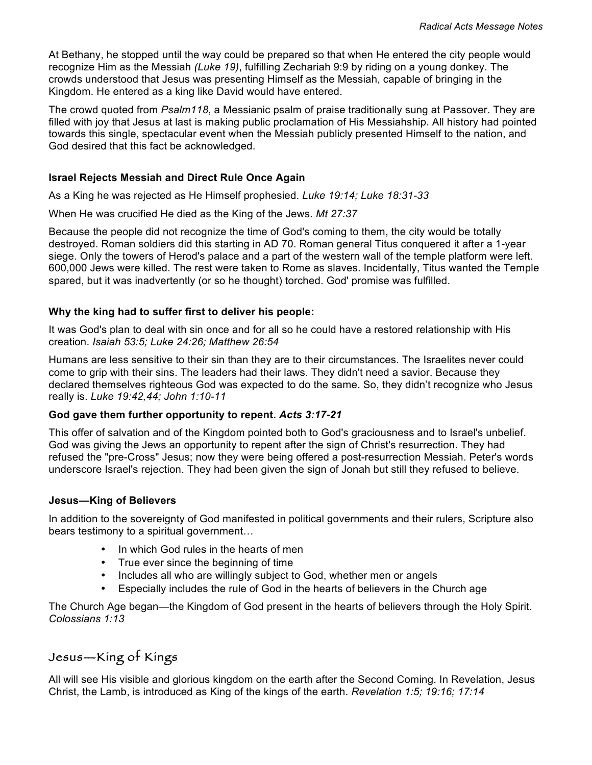At Bethany, he stopped until the way could be prepared so that when He entered the city people would recognize Him as the Messiah *(Luke 19)*, fulfilling Zechariah 9:9 by riding on a young donkey. The crowds understood that Jesus was presenting Himself as the Messiah, capable of bringing in the Kingdom. He entered as a king like David would have entered.

The crowd quoted from *Psalm118*, a Messianic psalm of praise traditionally sung at Passover. They are filled with joy that Jesus at last is making public proclamation of His Messiahship. All history had pointed towards this single, spectacular event when the Messiah publicly presented Himself to the nation, and God desired that this fact be acknowledged.

### Israel Rejects Messiah and Direct Rule Once Again

As a King he was rejected as He Himself prophesied. *Luke 19:14; Luke 18:31-33*

When He was crucified He died as the King of the Jews. *Mt 27:37*

Because the people did not recognize the time of God's coming to them, the city would be totally destroyed. Roman soldiers did this starting in AD 70. Roman general Titus conquered it after a 1-year siege. Only the towers of Herod's palace and a part of the western wall of the temple platform were left. 600,000 Jews were killed. The rest were taken to Rome as slaves. Incidentally, Titus wanted the Temple spared, but it was inadvertently (or so he thought) torched. God' promise was fulfilled.

### Why the king had to suffer first to deliver his people:

It was God's plan to deal with sin once and for all so he could have a restored relationship with His creation. *Isaiah 53:5; Luke 24:26; Matthew 26:54*

Humans are less sensitive to their sin than they are to their circumstances. The Israelites never could come to grip with their sins. The leaders had their laws. They didn't need a savior. Because they declared themselves righteous God was expected to do the same. So, they didn't recognize who Jesus really is. *Luke 19:42,44; John 1:10-11*

### God gave them further opportunity to repent. *Acts 3:17-21*

This offer of salvation and of the Kingdom pointed both to God's graciousness and to Israel's unbelief. God was giving the Jews an opportunity to repent after the sign of Christ's resurrection. They had refused the "pre-Cross" Jesus; now they were being offered a post-resurrection Messiah. Peter's words underscore Israel's rejection. They had been given the sign of Jonah but still they refused to believe.

### Jesus—King of Believers

In addition to the sovereignty of God manifested in political governments and their rulers, Scripture also bears testimony to a spiritual government…

- In which God rules in the hearts of men
- True ever since the beginning of time
- Includes all who are willingly subject to God, whether men or angels
- Especially includes the rule of God in the hearts of believers in the Church age

The Church Age began—the Kingdom of God present in the hearts of believers through the Holy Spirit. *Colossians 1:13*

## Jesus—King of Kings

All will see His visible and glorious kingdom on the earth after the Second Coming. In Revelation, Jesus Christ, the Lamb, is introduced as King of the kings of the earth. *Revelation 1:5; 19:16; 17:14*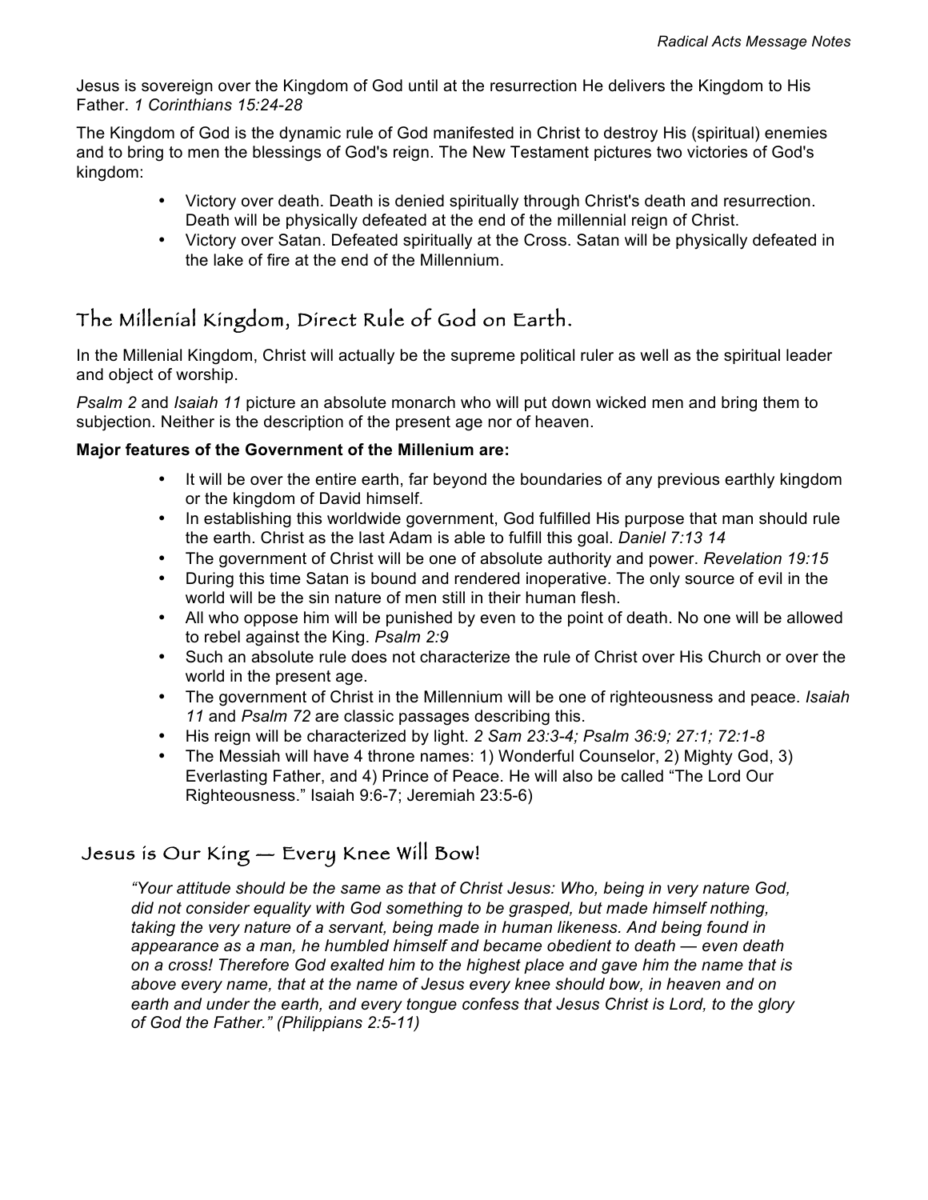Jesus is sovereign over the Kingdom of God until at the resurrection He delivers the Kingdom to His Father. *1 Corinthians 15:24-28*

The Kingdom of God is the dynamic rule of God manifested in Christ to destroy His (spiritual) enemies and to bring to men the blessings of God's reign. The New Testament pictures two victories of God's kingdom:

- Victory over death. Death is denied spiritually through Christ's death and resurrection. Death will be physically defeated at the end of the millennial reign of Christ.
- Victory over Satan. Defeated spiritually at the Cross. Satan will be physically defeated in the lake of fire at the end of the Millennium.

## The Millenial Kingdom, Direct Rule of God on Earth.

In the Millenial Kingdom, Christ will actually be the supreme political ruler as well as the spiritual leader and object of worship.

*Psalm 2* and *Isaiah 11* picture an absolute monarch who will put down wicked men and bring them to subjection. Neither is the description of the present age nor of heaven.

**Major features of the Government of the Millenium are:**

- It will be over the entire earth, far beyond the boundaries of any previous earthly kingdom or the kingdom of David himself.
- In establishing this worldwide government, God fulfilled His purpose that man should rule the earth. Christ as the last Adam is able to fulfill this goal. *Daniel 7:13 14*
- The government of Christ will be one of absolute authority and power. *Revelation 19:15*
- During this time Satan is bound and rendered inoperative. The only source of evil in the world will be the sin nature of men still in their human flesh.
- All who oppose him will be punished by even to the point of death. No one will be allowed to rebel against the King. *Psalm 2:9*
- Such an absolute rule does not characterize the rule of Christ over His Church or over the world in the present age.
- The government of Christ in the Millennium will be one of righteousness and peace. *Isaiah 11* and *Psalm 72* are classic passages describing this.
- His reign will be characterized by light. *2 Sam 23:3-4; Psalm 36:9; 27:1; 72:1-8*
- The Messiah will have 4 throne names: 1) Wonderful Counselor, 2) Mighty God, 3) Everlasting Father, and 4) Prince of Peace. He will also be called "The Lord Our Righteousness." Isaiah 9:6-7; Jeremiah 23:5-6)

## Jesus is Our King — Every Knee Will Bow!

> *"Your attitude should be the same as that of Christ Jesus: Who, being in very nature God, did not consider equality with God something to be grasped, but made himself nothing, taking the very nature of a servant, being made in human likeness. And being found in appearance as a man, he humbled himself and became obedient to death — even death on a cross! Therefore God exalted him to the highest place and gave him the name that is above every name, that at the name of Jesus every knee should bow, in heaven and on earth and under the earth, and every tongue confess that Jesus Christ is Lord, to the glory of God the Father." (Philippians 2:5-11)*